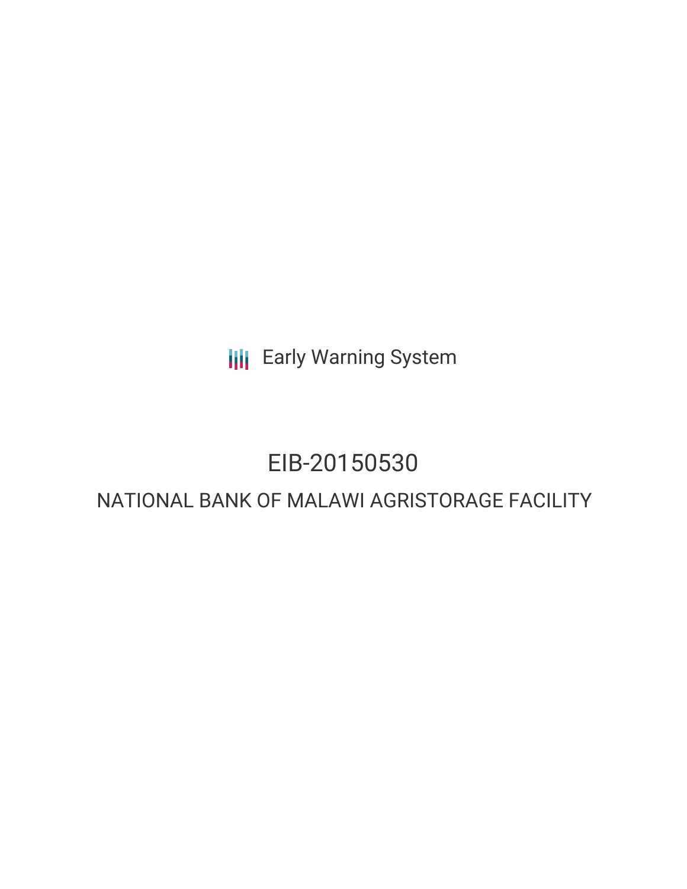Early Warning System

# EIB-20150530

## NATIONAL BANK OF MALAWI AGRISTORAGE FACILITY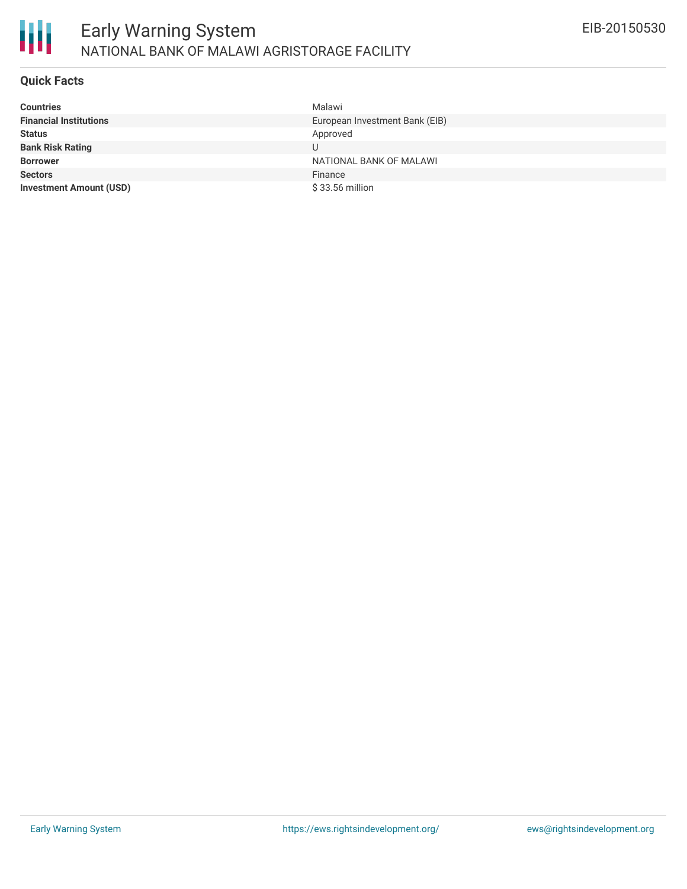# Early Warning System

## NATIONAL BANK OF MALAWI AGRISTORAGE FACILITY

EIB-20150530

### Quick Facts

| | |
|---|---|
| **Countries** | Malawi |
| **Financial Institutions** | European Investment Bank (EIB) |
| **Status** | Approved |
| **Bank Risk Rating** | U |
| **Borrower** | NATIONAL BANK OF MALAWI |
| **Sectors** | Finance |
| **Investment Amount (USD)** | $ 33.56 million |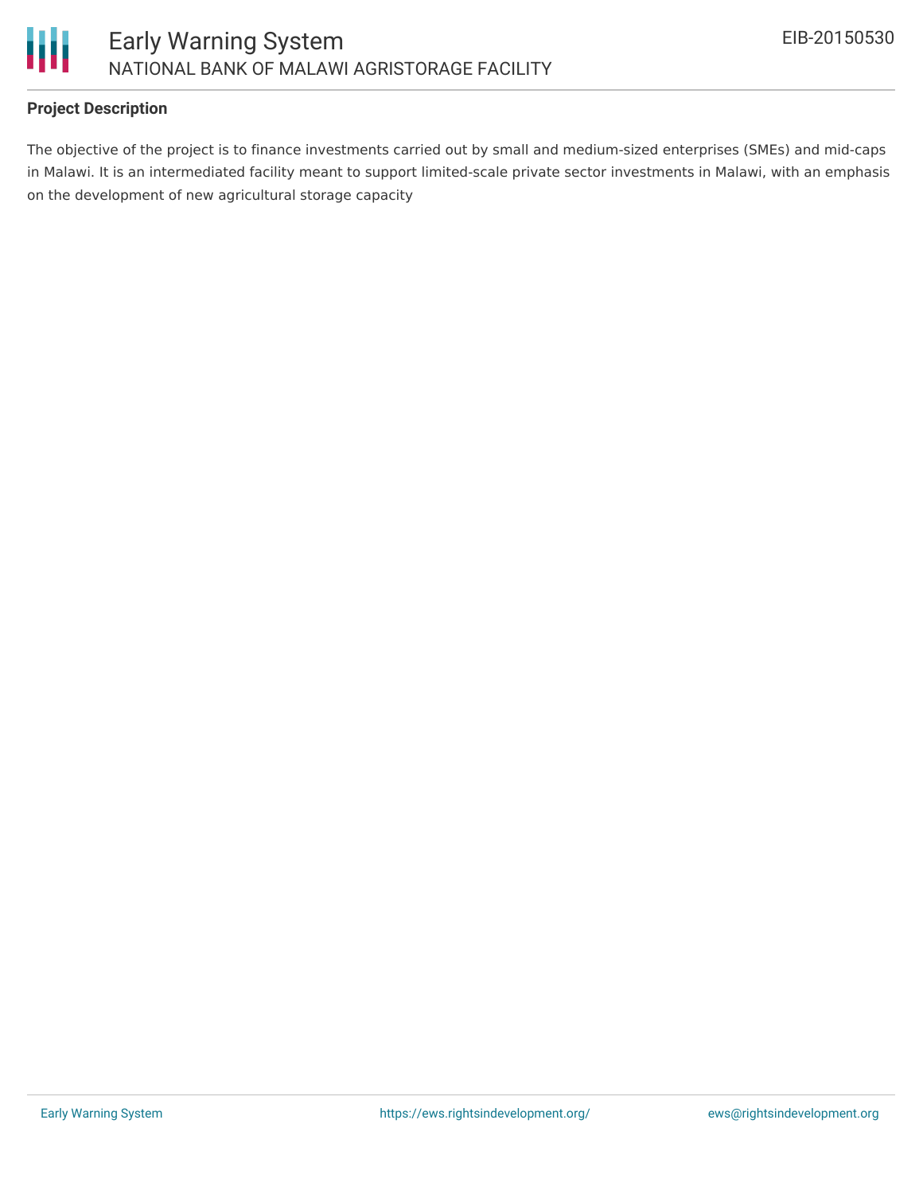## Project Description

The objective of the project is to finance investments carried out by small and medium-sized enterprises (SMEs) and mid-caps in Malawi. It is an intermediated facility meant to support limited-scale private sector investments in Malawi, with an emphasis on the development of new agricultural storage capacity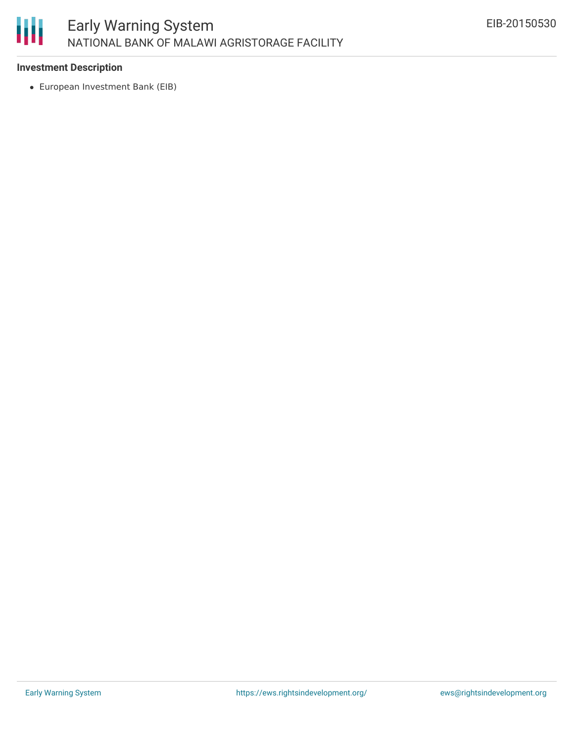**Investment Description**

- European Investment Bank (EIB)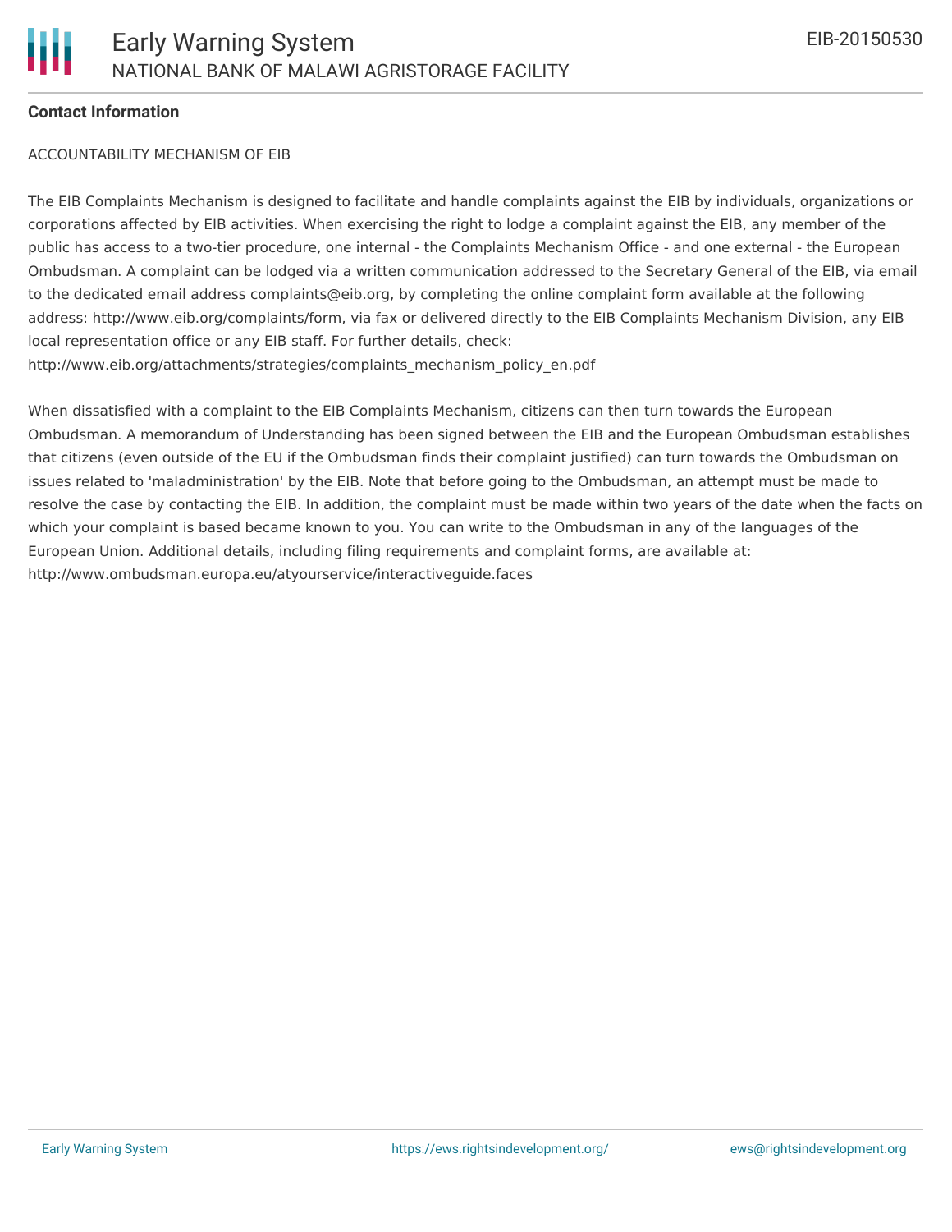**Contact Information**

ACCOUNTABILITY MECHANISM OF EIB

The EIB Complaints Mechanism is designed to facilitate and handle complaints against the EIB by individuals, organizations or corporations affected by EIB activities. When exercising the right to lodge a complaint against the EIB, any member of the public has access to a two-tier procedure, one internal - the Complaints Mechanism Office - and one external - the European Ombudsman. A complaint can be lodged via a written communication addressed to the Secretary General of the EIB, via email to the dedicated email address complaints@eib.org, by completing the online complaint form available at the following address: http://www.eib.org/complaints/form, via fax or delivered directly to the EIB Complaints Mechanism Division, any EIB local representation office or any EIB staff. For further details, check: http://www.eib.org/attachments/strategies/complaints_mechanism_policy_en.pdf

When dissatisfied with a complaint to the EIB Complaints Mechanism, citizens can then turn towards the European Ombudsman. A memorandum of Understanding has been signed between the EIB and the European Ombudsman establishes that citizens (even outside of the EU if the Ombudsman finds their complaint justified) can turn towards the Ombudsman on issues related to 'maladministration' by the EIB. Note that before going to the Ombudsman, an attempt must be made to resolve the case by contacting the EIB. In addition, the complaint must be made within two years of the date when the facts on which your complaint is based became known to you. You can write to the Ombudsman in any of the languages of the European Union. Additional details, including filing requirements and complaint forms, are available at: http://www.ombudsman.europa.eu/atyourservice/interactiveguide.faces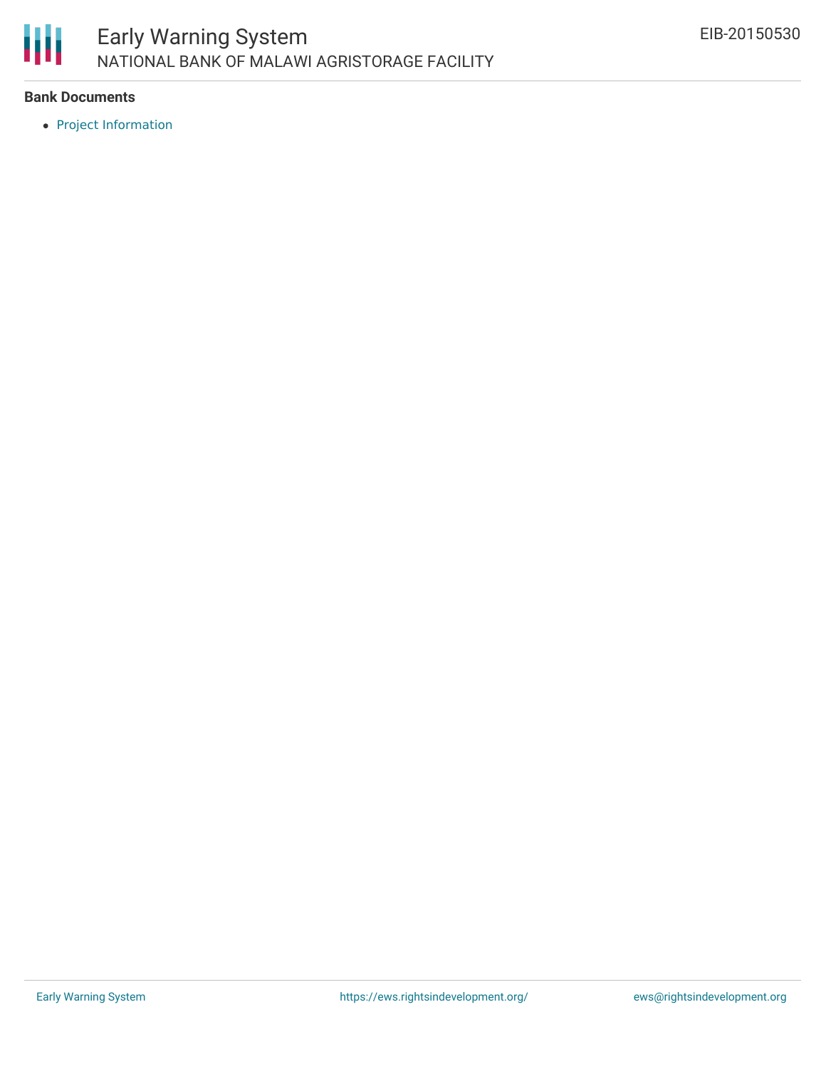**Bank Documents**

- Project Information